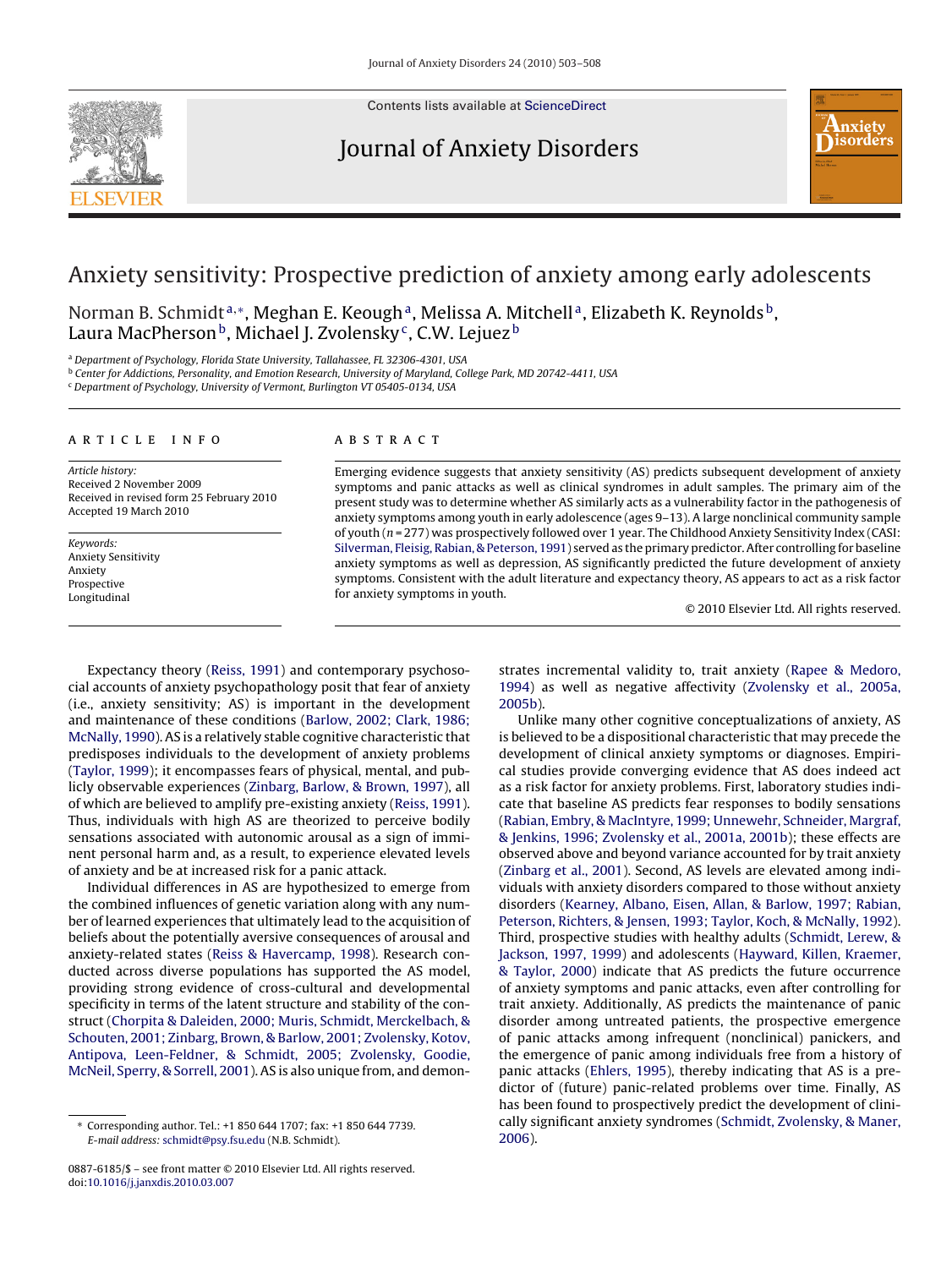# Anxiety sensitivity: Prospective prediction of anxiety among early adolescents

Norman B. Schmidt[a,*], Meghan E. Keough[a], Melissa A. Mitchell[a], Elizabeth K. Reynolds[b], Laura MacPherson[b], Michael J. Zvolensky[c], C.W. Lejuez[b]

[a] Department of Psychology, Florida State University, Tallahassee, FL 32306-4301, USA
[b] Center for Addictions, Personality, and Emotion Research, University of Maryland, College Park, MD 20742-4411, USA
[c] Department of Psychology, University of Vermont, Burlington VT 05405-0134, USA

## ARTICLE INFO

*Article history:*
Received 2 November 2009
Received in revised form 25 February 2010
Accepted 19 March 2010

*Keywords:*
Anxiety Sensitivity
Anxiety
Prospective
Longitudinal

## ABSTRACT

Emerging evidence suggests that anxiety sensitivity (AS) predicts subsequent development of anxiety symptoms and panic attacks as well as clinical syndromes in adult samples. The primary aim of the present study was to determine whether AS similarly acts as a vulnerability factor in the pathogenesis of anxiety symptoms among youth in early adolescence (ages 9–13). A large nonclinical community sample of youth ($n = 277$) was prospectively followed over 1 year. The Childhood Anxiety Sensitivity Index (CASI: Silverman, Fleisig, Rabian, & Peterson, 1991) served as the primary predictor. After controlling for baseline anxiety symptoms as well as depression, AS significantly predicted the future development of anxiety symptoms. Consistent with the adult literature and expectancy theory, AS appears to act as a risk factor for anxiety symptoms in youth.

© 2010 Elsevier Ltd. All rights reserved.

Expectancy theory (Reiss, 1991) and contemporary psychosocial accounts of anxiety psychopathology posit that fear of anxiety (i.e., anxiety sensitivity; AS) is important in the development and maintenance of these conditions (Barlow, 2002; Clark, 1986; McNally, 1990). AS is a relatively stable cognitive characteristic that predisposes individuals to the development of anxiety problems (Taylor, 1999); it encompasses fears of physical, mental, and publicly observable experiences (Zinbarg, Barlow, & Brown, 1997), all of which are believed to amplify pre-existing anxiety (Reiss, 1991). Thus, individuals with high AS are theorized to perceive bodily sensations associated with autonomic arousal as a sign of imminent personal harm and, as a result, to experience elevated levels of anxiety and be at increased risk for a panic attack.

Individual differences in AS are hypothesized to emerge from the combined influences of genetic variation along with any number of learned experiences that ultimately lead to the acquisition of beliefs about the potentially aversive consequences of arousal and anxiety-related states (Reiss & Havercamp, 1998). Research conducted across diverse populations has supported the AS model, providing strong evidence of cross-cultural and developmental specificity in terms of the latent structure and stability of the construct (Chorpita & Daleiden, 2000; Muris, Schmidt, Merckelbach, & Schouten, 2001; Zinbarg, Brown, & Barlow, 2001; Zvolensky, Kotov, Antipova, Leen-Feldner, & Schmidt, 2005; Zvolensky, Goodie, McNeil, Sperry, & Sorrell, 2001). AS is also unique from, and demonstrates incremental validity to, trait anxiety (Rapee & Medoro, 1994) as well as negative affectivity (Zvolensky et al., 2005a, 2005b).

Unlike many other cognitive conceptualizations of anxiety, AS is believed to be a dispositional characteristic that may precede the development of clinical anxiety symptoms or diagnoses. Empirical studies provide converging evidence that AS does indeed act as a risk factor for anxiety problems. First, laboratory studies indicate that baseline AS predicts fear responses to bodily sensations (Rabian, Embry, & MacIntyre, 1999; Unnewehr, Schneider, Margraf, & Jenkins, 1996; Zvolensky et al., 2001a, 2001b); these effects are observed above and beyond variance accounted for by trait anxiety (Zinbarg et al., 2001). Second, AS levels are elevated among individuals with anxiety disorders compared to those without anxiety disorders (Kearney, Albano, Eisen, Allan, & Barlow, 1997; Rabian, Peterson, Richters, & Jensen, 1993; Taylor, Koch, & McNally, 1992). Third, prospective studies with healthy adults (Schmidt, Lerew, & Jackson, 1997, 1999) and adolescents (Hayward, Killen, Kraemer, & Taylor, 2000) indicate that AS predicts the future occurrence of anxiety symptoms and panic attacks, even after controlling for trait anxiety. Additionally, AS predicts the maintenance of panic disorder among untreated patients, the prospective emergence of panic attacks among infrequent (nonclinical) panickers, and the emergence of panic among individuals free from a history of panic attacks (Ehlers, 1995), thereby indicating that AS is a predictor of (future) panic-related problems over time. Finally, AS has been found to prospectively predict the development of clinically significant anxiety syndromes (Schmidt, Zvolensky, & Maner, 2006).

* Corresponding author. Tel.: +1 850 644 1707; fax: +1 850 644 7739.
*E-mail address:* schmidt@psy.fsu.edu (N.B. Schmidt).

0887-6185/$ – see front matter © 2010 Elsevier Ltd. All rights reserved.
doi:10.1016/j.janxdis.2010.03.007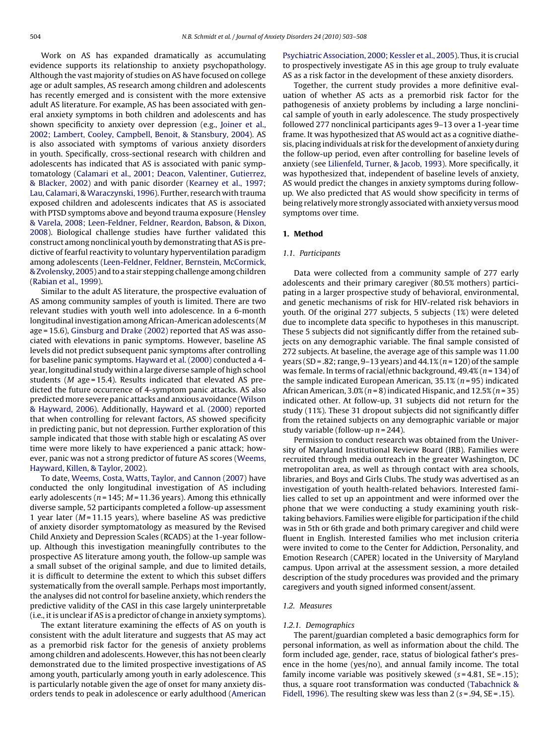Work on AS has expanded dramatically as accumulating evidence supports its relationship to anxiety psychopathology. Although the vast majority of studies on AS have focused on college age or adult samples, AS research among children and adolescents has recently emerged and is consistent with the more extensive adult AS literature. For example, AS has been associated with general anxiety symptoms in both children and adolescents and has shown specificity to anxiety over depression (e.g., Joiner et al., 2002; Lambert, Cooley, Campbell, Benoit, & Stansbury, 2004). AS is also associated with symptoms of various anxiety disorders in youth. Specifically, cross-sectional research with children and adolescents has indicated that AS is associated with panic symptomatology (Calamari et al., 2001; Deacon, Valentiner, Gutierrez, & Blacker, 2002) and with panic disorder (Kearney et al., 1997; Lau, Calamari, & Waraczynski, 1996). Further, research with trauma exposed children and adolescents indicates that AS is associated with PTSD symptoms above and beyond trauma exposure (Hensley & Varela, 2008; Leen-Feldner, Feldner, Reardon, Babson, & Dixon, 2008). Biological challenge studies have further validated this construct among nonclinical youth by demonstrating that AS is predictive of fearful reactivity to voluntary hyperventilation paradigm among adolescents (Leen-Feldner, Feldner, Bernstein, McCormick, & Zvolensky, 2005) and to a stair stepping challenge among children (Rabian et al., 1999).

Similar to the adult AS literature, the prospective evaluation of AS among community samples of youth is limited. There are two relevant studies with youth well into adolescence. In a 6-month longitudinal investigation among African-American adolescents (*M* age = 15.6), Ginsburg and Drake (2002) reported that AS was associated with elevations in panic symptoms. However, baseline AS levels did not predict subsequent panic symptoms after controlling for baseline panic symptoms. Hayward et al. (2000) conducted a 4-year, longitudinal study within a large diverse sample of high school students (*M* age = 15.4). Results indicated that elevated AS predicted the future occurrence of 4-symptom panic attacks. AS also predicted more severe panic attacks and anxious avoidance (Wilson & Hayward, 2006). Additionally, Hayward et al. (2000) reported that when controlling for relevant factors, AS showed specificity in predicting panic, but not depression. Further exploration of this sample indicated that those with stable high or escalating AS over time were more likely to have experienced a panic attack; however, panic was not a strong predictor of future AS scores (Weems, Hayward, Killen, & Taylor, 2002).

To date, Weems, Costa, Watts, Taylor, and Cannon (2007) have conducted the only longitudinal investigation of AS including early adolescents ($n$ = 145; $M$ = 11.36 years). Among this ethnically diverse sample, 52 participants completed a follow-up assessment 1 year later ($M$ = 11.15 years), where baseline AS was predictive of anxiety disorder symptomatology as measured by the Revised Child Anxiety and Depression Scales (RCADS) at the 1-year follow-up. Although this investigation meaningfully contributes to the prospective AS literature among youth, the follow-up sample was a small subset of the original sample, and due to limited details, it is difficult to determine the extent to which this subset differs systematically from the overall sample. Perhaps most importantly, the analyses did not control for baseline anxiety, which renders the predictive validity of the CASI in this case largely uninterpretable (i.e., it is unclear if AS is a predictor of change in anxiety symptoms).

The extant literature examining the effects of AS on youth is consistent with the adult literature and suggests that AS may act as a premorbid risk factor for the genesis of anxiety problems among children and adolescents. However, this has not been clearly demonstrated due to the limited prospective investigations of AS among youth, particularly among youth in early adolescence. This is particularly notable given the age of onset for many anxiety disorders tends to peak in adolescence or early adulthood (American Psychiatric Association, 2000; Kessler et al., 2005). Thus, it is crucial to prospectively investigate AS in this age group to truly evaluate AS as a risk factor in the development of these anxiety disorders.

Together, the current study provides a more definitive evaluation of whether AS acts as a premorbid risk factor for the pathogenesis of anxiety problems by including a large nonclinical sample of youth in early adolescence. The study prospectively followed 277 nonclinical participants ages 9–13 over a 1-year time frame. It was hypothesized that AS would act as a cognitive diathesis, placing individuals at risk for the development of anxiety during the follow-up period, even after controlling for baseline levels of anxiety (see Lilienfeld, Turner, & Jacob, 1993). More specifically, it was hypothesized that, independent of baseline levels of anxiety, AS would predict the changes in anxiety symptoms during follow-up. We also predicted that AS would show specificity in terms of being relatively more strongly associated with anxiety versus mood symptoms over time.

# 1. Method

## 1.1. Participants

Data were collected from a community sample of 277 early adolescents and their primary caregiver (80.5% mothers) participating in a larger prospective study of behavioral, environmental, and genetic mechanisms of risk for HIV-related risk behaviors in youth. Of the original 277 subjects, 5 subjects (1%) were deleted due to incomplete data specific to hypotheses in this manuscript. These 5 subjects did not significantly differ from the retained subjects on any demographic variable. The final sample consisted of 272 subjects. At baseline, the average age of this sample was 11.00 years (SD = .82; range, 9–13 years) and 44.1% ($n$ = 120) of the sample was female. In terms of racial/ethnic background, 49.4% ($n$ = 134) of the sample indicated European American, 35.1% ($n$ = 95) indicated African American, 3.0% ($n$ = 8) indicated Hispanic, and 12.5% ($n$ = 35) indicated other. At follow-up, 31 subjects did not return for the study (11%). These 31 dropout subjects did not significantly differ from the retained subjects on any demographic variable or major study variable (follow-up $n$ = 244).

Permission to conduct research was obtained from the University of Maryland Institutional Review Board (IRB). Families were recruited through media outreach in the greater Washington, DC metropolitan area, as well as through contact with area schools, libraries, and Boys and Girls Clubs. The study was advertised as an investigation of youth health-related behaviors. Interested families called to set up an appointment and were informed over the phone that we were conducting a study examining youth risk-taking behaviors. Families were eligible for participation if the child was in 5th or 6th grade and both primary caregiver and child were fluent in English. Interested families who met inclusion criteria were invited to come to the Center for Addiction, Personality, and Emotion Research (CAPER) located in the University of Maryland campus. Upon arrival at the assessment session, a more detailed description of the study procedures was provided and the primary caregivers and youth signed informed consent/assent.

## 1.2. Measures

### 1.2.1. Demographics

The parent/guardian completed a basic demographics form for personal information, as well as information about the child. The form included age, gender, race, status of biological father's presence in the home (yes/no), and annual family income. The total family income variable was positively skewed ($s$ = 4.81, SE = .15); thus, a square root transformation was conducted (Tabachnick & Fidell, 1996). The resulting skew was less than 2 ($s$ = .94, SE = .15).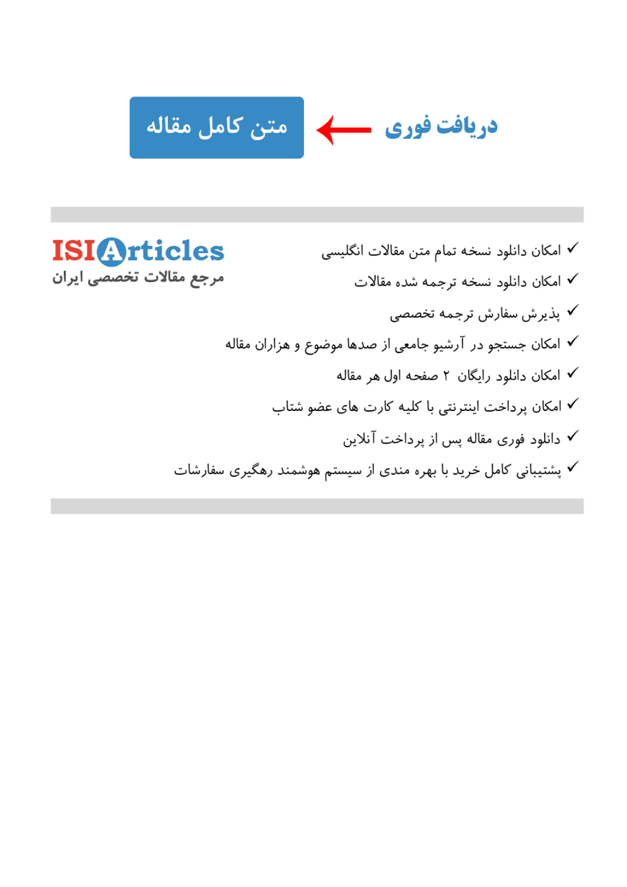دریافت فوری ← متن کامل مقاله

**ISIArticles**
مرجع مقالات تخصصی ایران

- ✓ امکان دانلود نسخه تمام متن مقالات انگلیسی
- ✓ امکان دانلود نسخه ترجمه شده مقالات
- ✓ پذیرش سفارش ترجمه تخصصی
- ✓ امکان جستجو در آرشیو جامعی از صدها موضوع و هزاران مقاله
- ✓ امکان دانلود رایگان ۲ صفحه اول هر مقاله
- ✓ امکان پرداخت اینترنتی با کلیه کارت های عضو شتاب
- ✓ دانلود فوری مقاله پس از پرداخت آنلاین
- ✓ پشتیبانی کامل خرید با بهره مندی از سیستم هوشمند رهگیری سفارشات